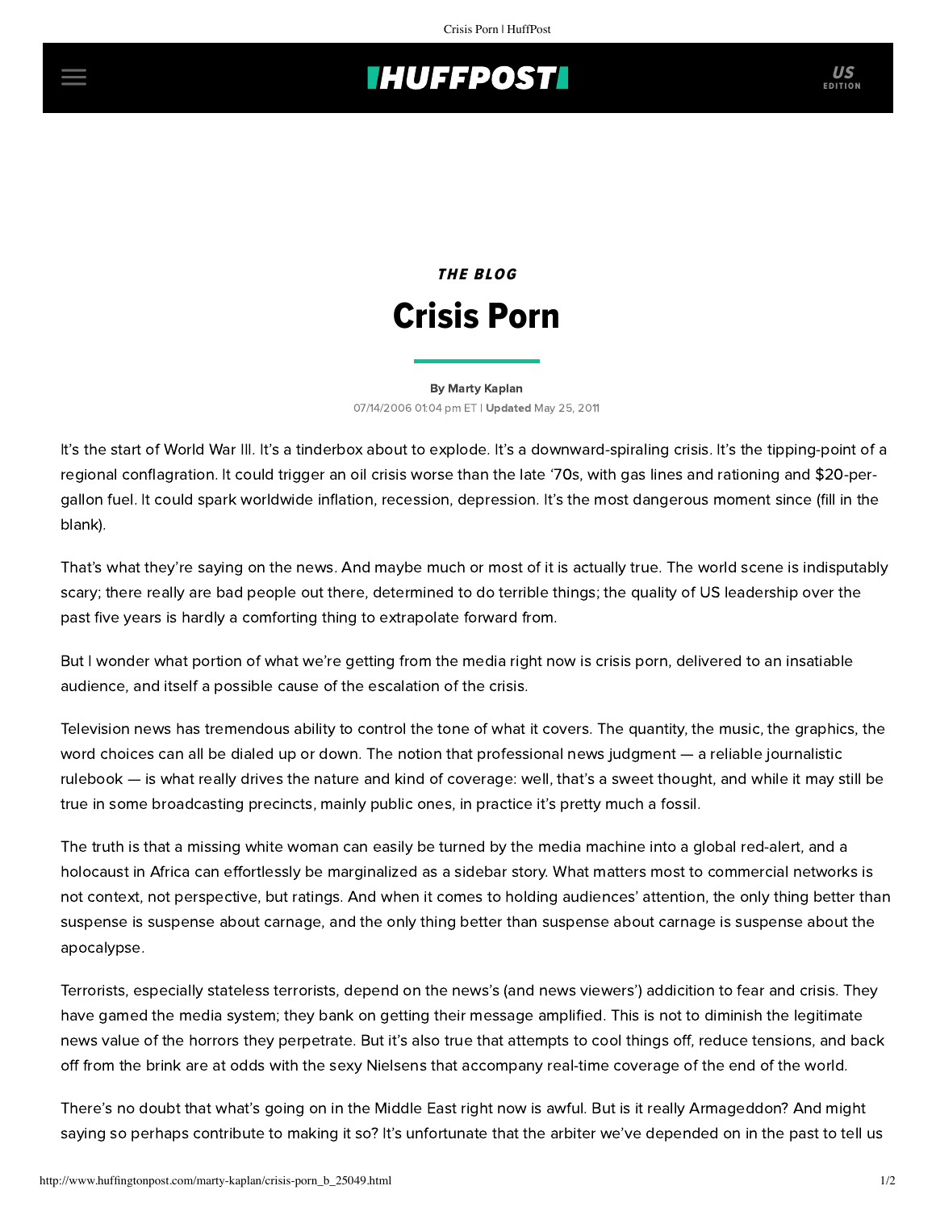*THE BLOG*

# Crisis Porn

By Marty Kaplan

07/14/2006 01:04 pm ET | **Updated** May 25, 2011

It's the start of World War III. It's a tinderbox about to explode. It's a downward-spiraling crisis. It's the tipping-point of a regional conflagration. It could trigger an oil crisis worse than the late '70s, with gas lines and rationing and $20-per-gallon fuel. It could spark worldwide inflation, recession, depression. It's the most dangerous moment since (fill in the blank).

That's what they're saying on the news. And maybe much or most of it is actually true. The world scene is indisputably scary; there really are bad people out there, determined to do terrible things; the quality of US leadership over the past five years is hardly a comforting thing to extrapolate forward from.

But I wonder what portion of what we're getting from the media right now is crisis porn, delivered to an insatiable audience, and itself a possible cause of the escalation of the crisis.

Television news has tremendous ability to control the tone of what it covers. The quantity, the music, the graphics, the word choices can all be dialed up or down. The notion that professional news judgment — a reliable journalistic rulebook — is what really drives the nature and kind of coverage: well, that's a sweet thought, and while it may still be true in some broadcasting precincts, mainly public ones, in practice it's pretty much a fossil.

The truth is that a missing white woman can easily be turned by the media machine into a global red-alert, and a holocaust in Africa can effortlessly be marginalized as a sidebar story. What matters most to commercial networks is not context, not perspective, but ratings. And when it comes to holding audiences' attention, the only thing better than suspense is suspense about carnage, and the only thing better than suspense about carnage is suspense about the apocalypse.

Terrorists, especially stateless terrorists, depend on the news's (and news viewers') addicition to fear and crisis. They have gamed the media system; they bank on getting their message amplified. This is not to diminish the legitimate news value of the horrors they perpetrate. But it's also true that attempts to cool things off, reduce tensions, and back off from the brink are at odds with the sexy Nielsens that accompany real-time coverage of the end of the world.

There's no doubt that what's going on in the Middle East right now is awful. But is it really Armageddon? And might saying so perhaps contribute to making it so? It's unfortunate that the arbiter we've depended on in the past to tell us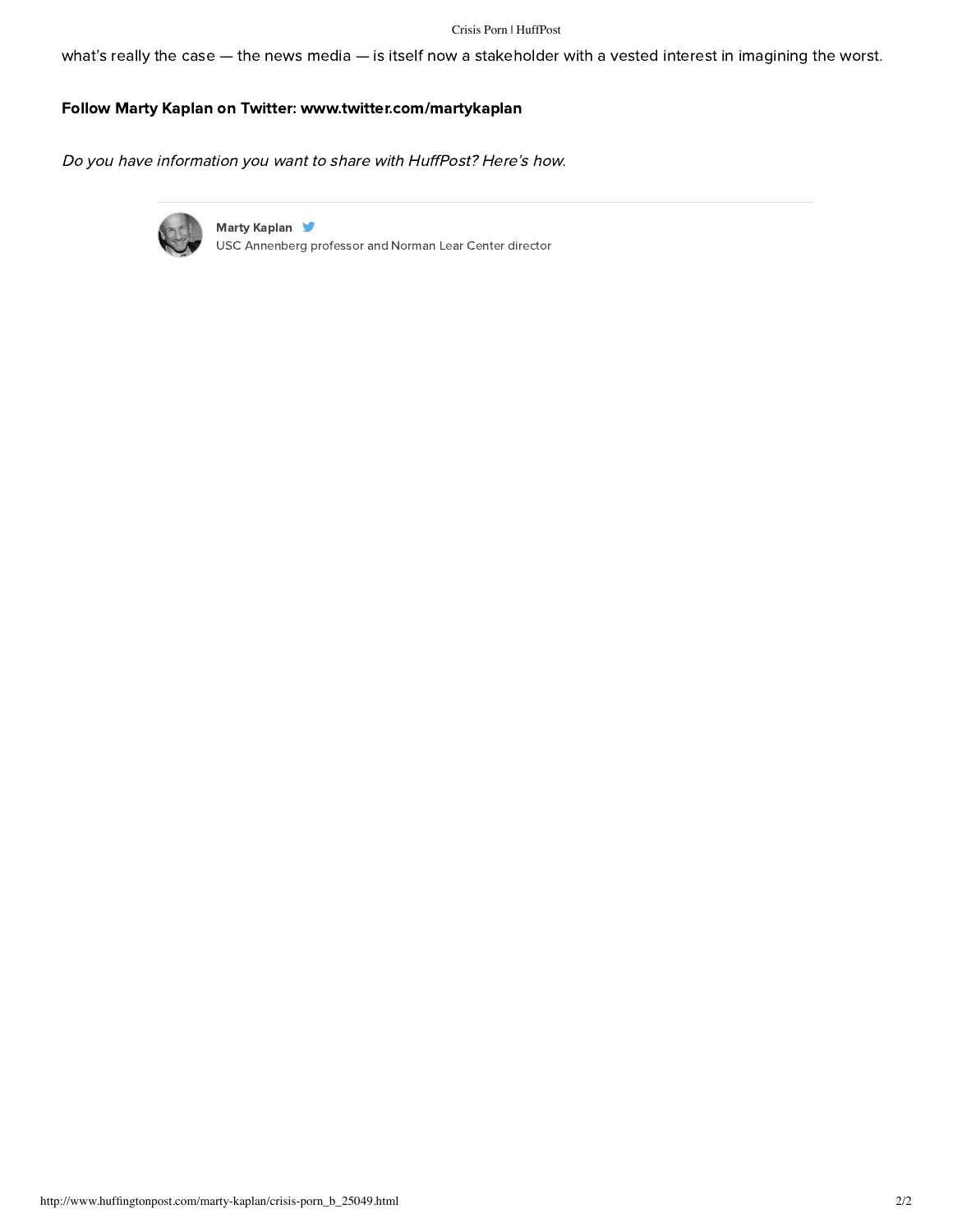what's really the case — the news media — is itself now a stakeholder with a vested interest in imagining the worst.

**Follow Marty Kaplan on Twitter: www.twitter.com/martykaplan**

*Do you have information you want to share with HuffPost? Here's how.*

**Marty Kaplan**
USC Annenberg professor and Norman Lear Center director